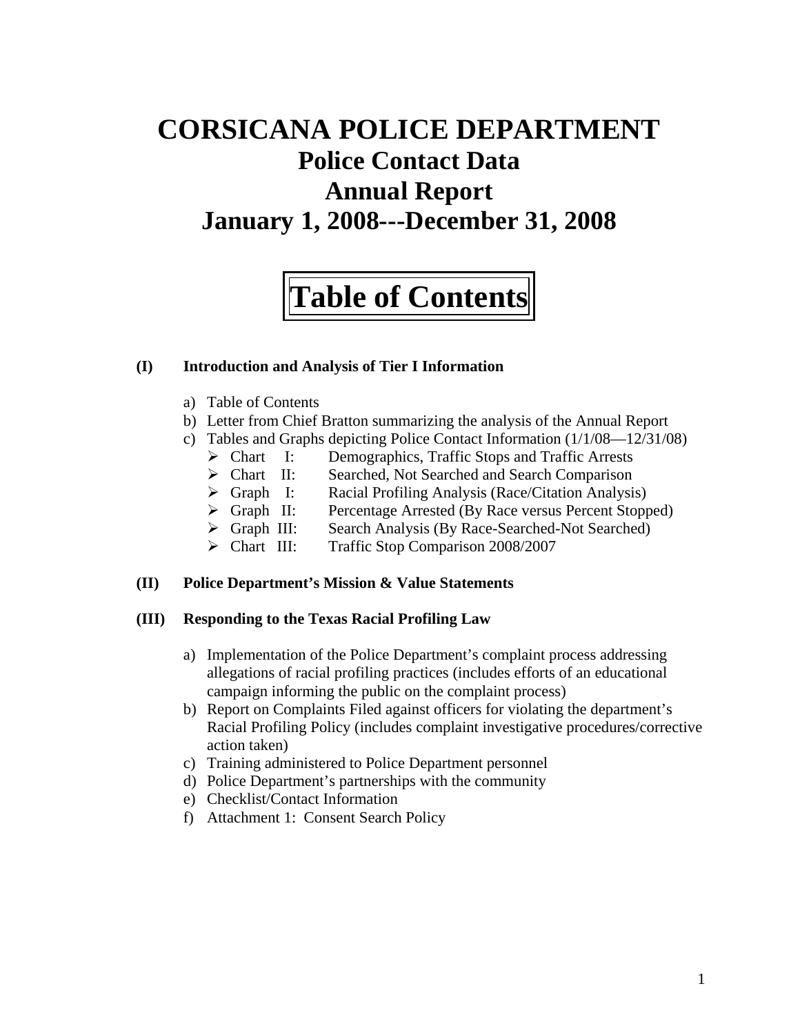# CORSICANA POLICE DEPARTMENT

## Police Contact Data

## Annual Report

## January 1, 2008---December 31, 2008

# Table of Contents

**(I) Introduction and Analysis of Tier I Information**

a) Table of Contents
b) Letter from Chief Bratton summarizing the analysis of the Annual Report
c) Tables and Graphs depicting Police Contact Information (1/1/08—12/31/08)
   - Chart I: Demographics, Traffic Stops and Traffic Arrests
   - Chart II: Searched, Not Searched and Search Comparison
   - Graph I: Racial Profiling Analysis (Race/Citation Analysis)
   - Graph II: Percentage Arrested (By Race versus Percent Stopped)
   - Graph III: Search Analysis (By Race-Searched-Not Searched)
   - Chart III: Traffic Stop Comparison 2008/2007

**(II) Police Department's Mission & Value Statements**

**(III) Responding to the Texas Racial Profiling Law**

a) Implementation of the Police Department's complaint process addressing allegations of racial profiling practices (includes efforts of an educational campaign informing the public on the complaint process)
b) Report on Complaints Filed against officers for violating the department's Racial Profiling Policy (includes complaint investigative procedures/corrective action taken)
c) Training administered to Police Department personnel
d) Police Department's partnerships with the community
e) Checklist/Contact Information
f) Attachment 1: Consent Search Policy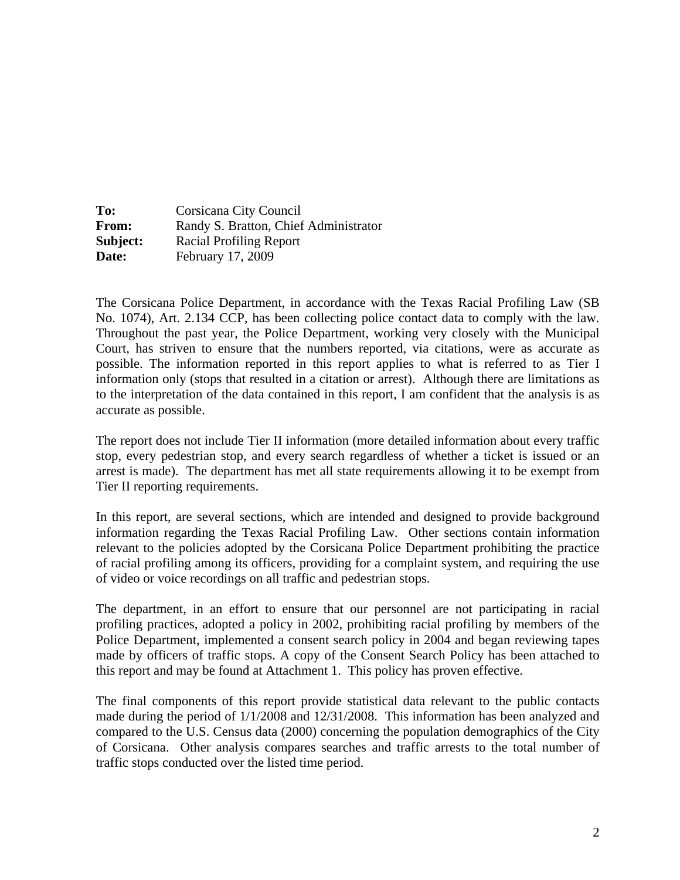**To:** Corsicana City Council
**From:** Randy S. Bratton, Chief Administrator
**Subject:** Racial Profiling Report
**Date:** February 17, 2009

The Corsicana Police Department, in accordance with the Texas Racial Profiling Law (SB No. 1074), Art. 2.134 CCP, has been collecting police contact data to comply with the law. Throughout the past year, the Police Department, working very closely with the Municipal Court, has striven to ensure that the numbers reported, via citations, were as accurate as possible. The information reported in this report applies to what is referred to as Tier I information only (stops that resulted in a citation or arrest). Although there are limitations as to the interpretation of the data contained in this report, I am confident that the analysis is as accurate as possible.

The report does not include Tier II information (more detailed information about every traffic stop, every pedestrian stop, and every search regardless of whether a ticket is issued or an arrest is made). The department has met all state requirements allowing it to be exempt from Tier II reporting requirements.

In this report, are several sections, which are intended and designed to provide background information regarding the Texas Racial Profiling Law. Other sections contain information relevant to the policies adopted by the Corsicana Police Department prohibiting the practice of racial profiling among its officers, providing for a complaint system, and requiring the use of video or voice recordings on all traffic and pedestrian stops.

The department, in an effort to ensure that our personnel are not participating in racial profiling practices, adopted a policy in 2002, prohibiting racial profiling by members of the Police Department, implemented a consent search policy in 2004 and began reviewing tapes made by officers of traffic stops. A copy of the Consent Search Policy has been attached to this report and may be found at Attachment 1. This policy has proven effective.

The final components of this report provide statistical data relevant to the public contacts made during the period of 1/1/2008 and 12/31/2008. This information has been analyzed and compared to the U.S. Census data (2000) concerning the population demographics of the City of Corsicana. Other analysis compares searches and traffic arrests to the total number of traffic stops conducted over the listed time period.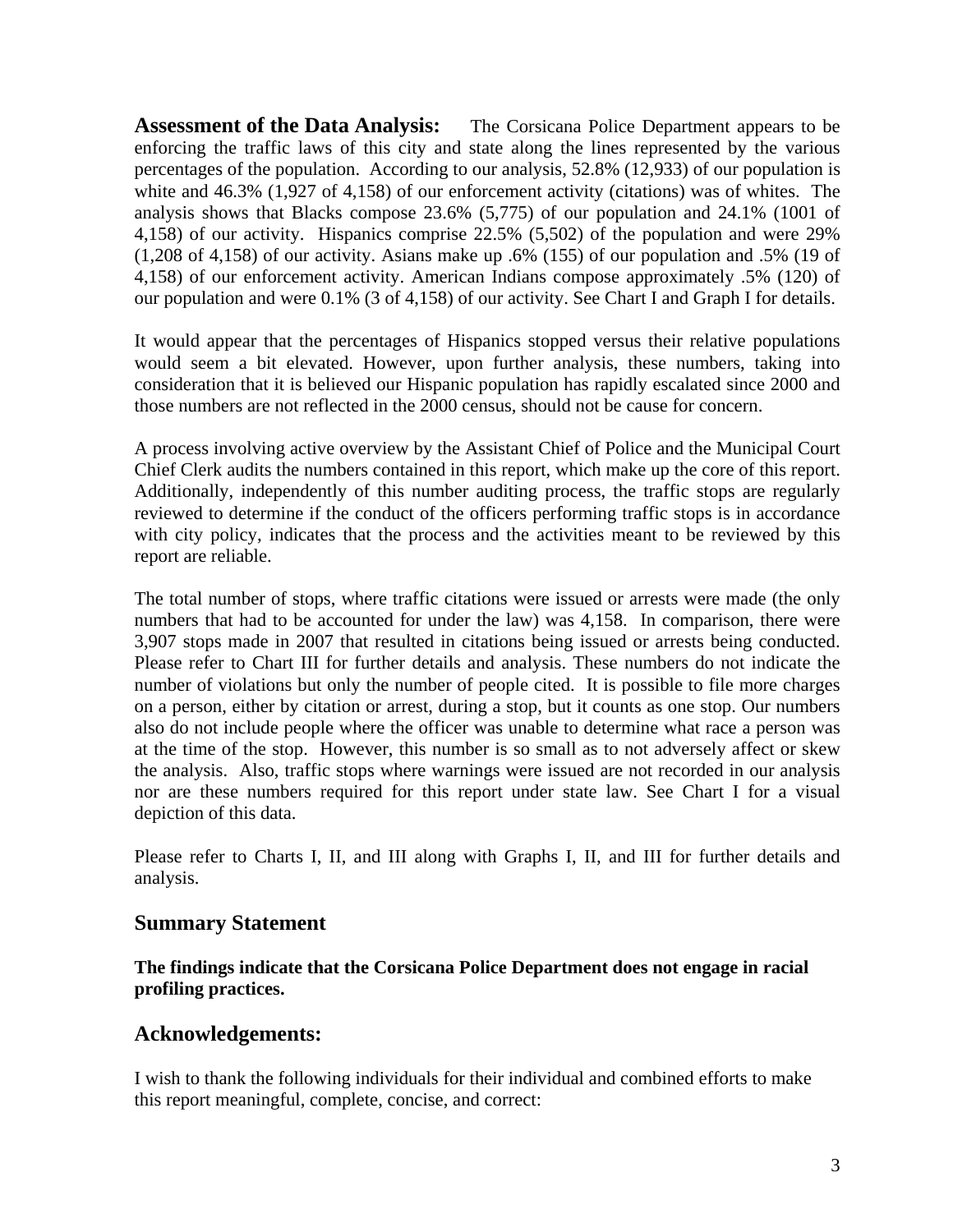**Assessment of the Data Analysis:** The Corsicana Police Department appears to be enforcing the traffic laws of this city and state along the lines represented by the various percentages of the population. According to our analysis, 52.8% (12,933) of our population is white and 46.3% (1,927 of 4,158) of our enforcement activity (citations) was of whites. The analysis shows that Blacks compose 23.6% (5,775) of our population and 24.1% (1001 of 4,158) of our activity. Hispanics comprise 22.5% (5,502) of the population and were 29% (1,208 of 4,158) of our activity. Asians make up .6% (155) of our population and .5% (19 of 4,158) of our enforcement activity. American Indians compose approximately .5% (120) of our population and were 0.1% (3 of 4,158) of our activity. See Chart I and Graph I for details.

It would appear that the percentages of Hispanics stopped versus their relative populations would seem a bit elevated. However, upon further analysis, these numbers, taking into consideration that it is believed our Hispanic population has rapidly escalated since 2000 and those numbers are not reflected in the 2000 census, should not be cause for concern.

A process involving active overview by the Assistant Chief of Police and the Municipal Court Chief Clerk audits the numbers contained in this report, which make up the core of this report. Additionally, independently of this number auditing process, the traffic stops are regularly reviewed to determine if the conduct of the officers performing traffic stops is in accordance with city policy, indicates that the process and the activities meant to be reviewed by this report are reliable.

The total number of stops, where traffic citations were issued or arrests were made (the only numbers that had to be accounted for under the law) was 4,158. In comparison, there were 3,907 stops made in 2007 that resulted in citations being issued or arrests being conducted. Please refer to Chart III for further details and analysis. These numbers do not indicate the number of violations but only the number of people cited. It is possible to file more charges on a person, either by citation or arrest, during a stop, but it counts as one stop. Our numbers also do not include people where the officer was unable to determine what race a person was at the time of the stop. However, this number is so small as to not adversely affect or skew the analysis. Also, traffic stops where warnings were issued are not recorded in our analysis nor are these numbers required for this report under state law. See Chart I for a visual depiction of this data.

Please refer to Charts I, II, and III along with Graphs I, II, and III for further details and analysis.

## Summary Statement

**The findings indicate that the Corsicana Police Department does not engage in racial profiling practices.**

## Acknowledgements:

I wish to thank the following individuals for their individual and combined efforts to make this report meaningful, complete, concise, and correct: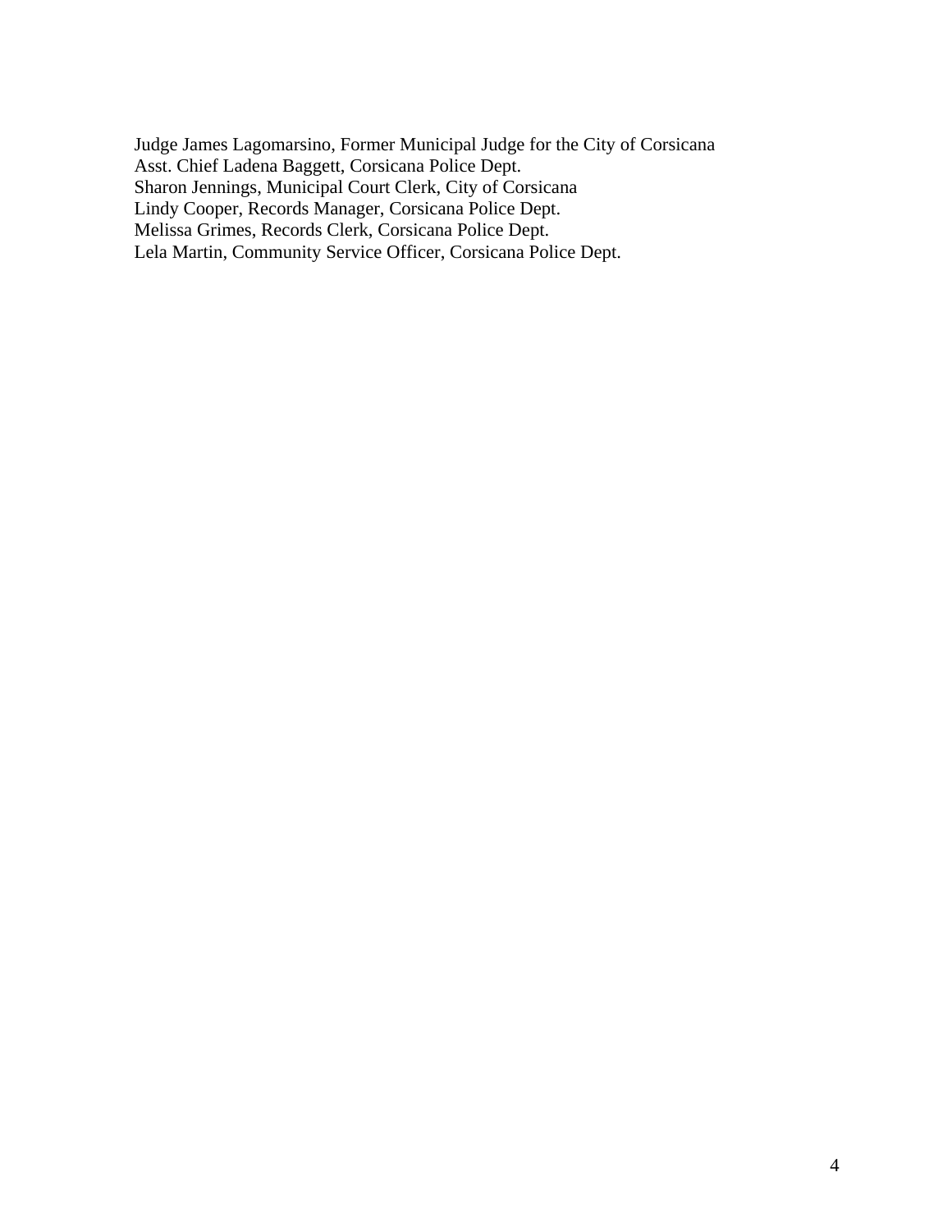Judge James Lagomarsino, Former Municipal Judge for the City of Corsicana
Asst. Chief Ladena Baggett, Corsicana Police Dept.
Sharon Jennings, Municipal Court Clerk, City of Corsicana
Lindy Cooper, Records Manager, Corsicana Police Dept.
Melissa Grimes, Records Clerk, Corsicana Police Dept.
Lela Martin, Community Service Officer, Corsicana Police Dept.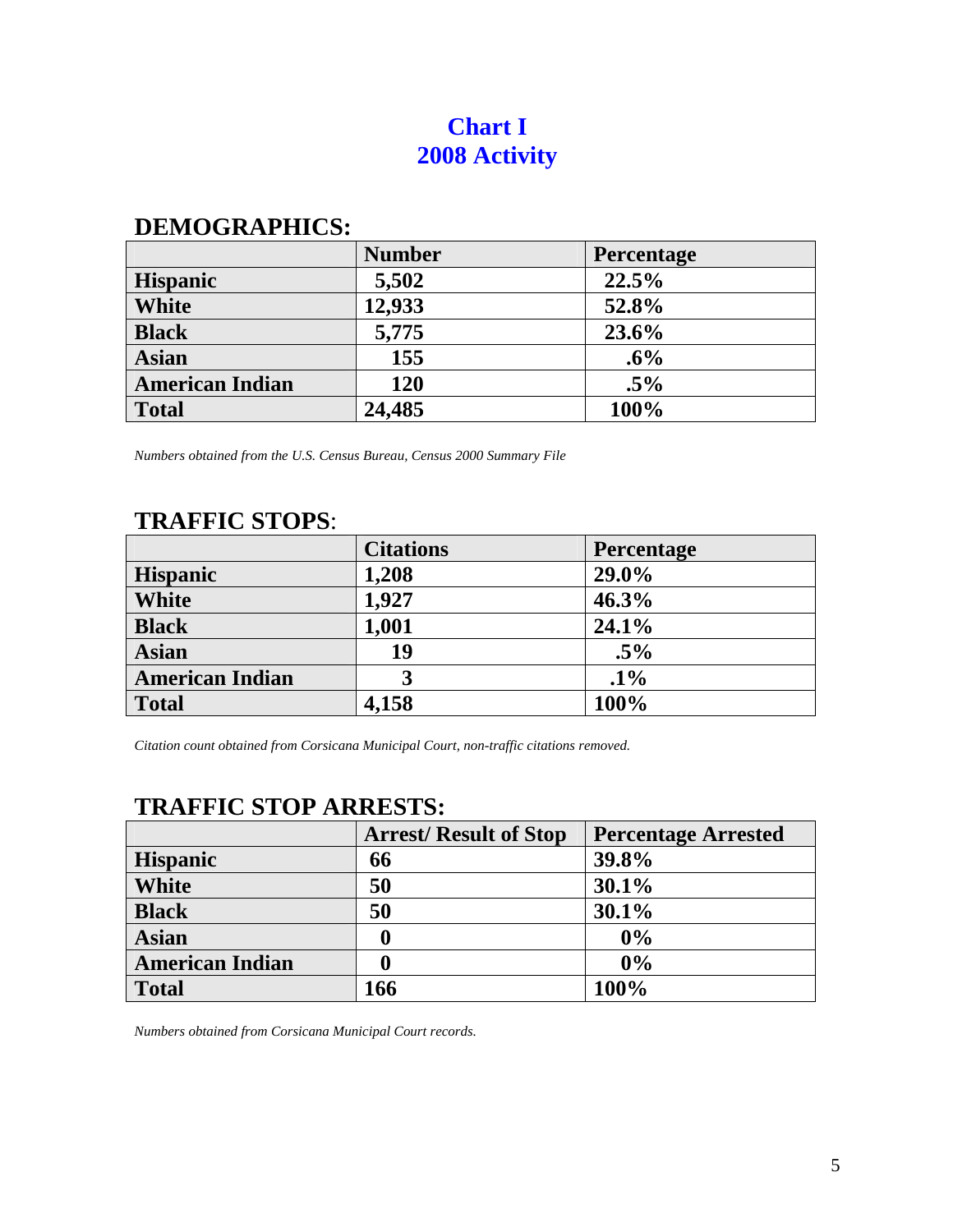# Chart I
# 2008 Activity

## DEMOGRAPHICS:

| | Number | Percentage |
|---|---|---|
| **Hispanic** | 5,502 | 22.5% |
| **White** | 12,933 | 52.8% |
| **Black** | 5,775 | 23.6% |
| **Asian** | 155 | .6% |
| **American Indian** | 120 | .5% |
| **Total** | 24,485 | 100% |

*Numbers obtained from the U.S. Census Bureau, Census 2000 Summary File*

## TRAFFIC STOPS:

| | Citations | Percentage |
|---|---|---|
| **Hispanic** | 1,208 | 29.0% |
| **White** | 1,927 | 46.3% |
| **Black** | 1,001 | 24.1% |
| **Asian** | 19 | .5% |
| **American Indian** | 3 | .1% |
| **Total** | 4,158 | 100% |

*Citation count obtained from Corsicana Municipal Court, non-traffic citations removed.*

## TRAFFIC STOP ARRESTS:

| | Arrest/ Result of Stop | Percentage Arrested |
|---|---|---|
| **Hispanic** | 66 | 39.8% |
| **White** | 50 | 30.1% |
| **Black** | 50 | 30.1% |
| **Asian** | 0 | 0% |
| **American Indian** | 0 | 0% |
| **Total** | 166 | 100% |

*Numbers obtained from Corsicana Municipal Court records.*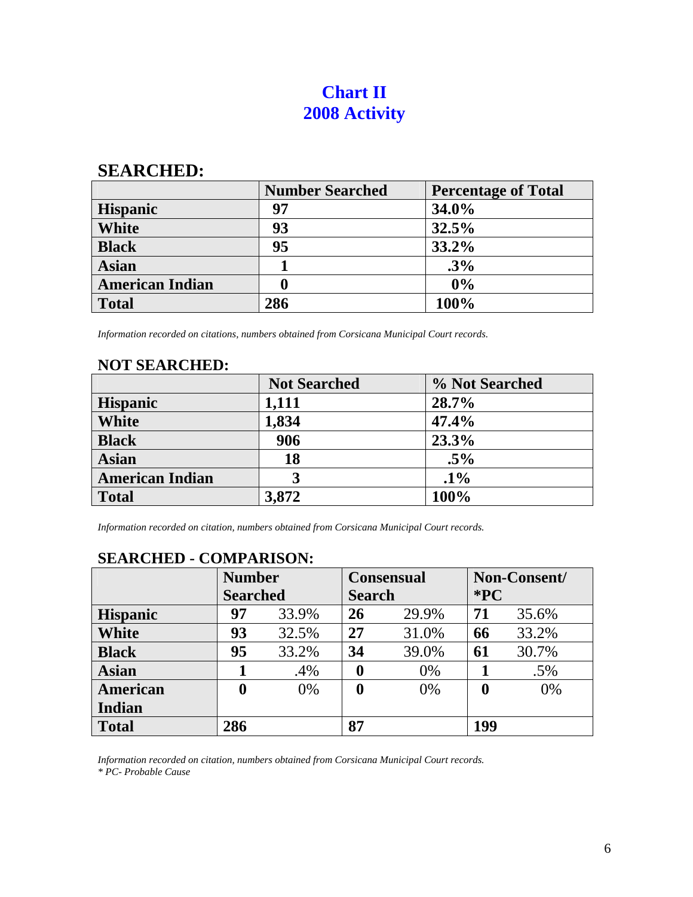# Chart II
# 2008 Activity

## SEARCHED:

| | Number Searched | Percentage of Total |
|---|---|---|
| **Hispanic** | **97** | **34.0%** |
| **White** | **93** | **32.5%** |
| **Black** | **95** | **33.2%** |
| **Asian** | **1** | **.3%** |
| **American Indian** | **0** | **0%** |
| **Total** | **286** | **100%** |

*Information recorded on citations, numbers obtained from Corsicana Municipal Court records.*

### NOT SEARCHED:

| | Not Searched | % Not Searched |
|---|---|---|
| **Hispanic** | **1,111** | **28.7%** |
| **White** | **1,834** | **47.4%** |
| **Black** | **906** | **23.3%** |
| **Asian** | **18** | **.5%** |
| **American Indian** | **3** | **.1%** |
| **Total** | **3,872** | **100%** |

*Information recorded on citation, numbers obtained from Corsicana Municipal Court records.*

### SEARCHED - COMPARISON:

| | Number Searched | | Consensual Search | | Non-Consent/ *PC | |
|---|---|---|---|---|---|---|
| **Hispanic** | **97** | 33.9% | **26** | 29.9% | **71** | 35.6% |
| **White** | **93** | 32.5% | **27** | 31.0% | **66** | 33.2% |
| **Black** | **95** | 33.2% | **34** | 39.0% | **61** | 30.7% |
| **Asian** | **1** | .4% | **0** | 0% | **1** | .5% |
| **American Indian** | **0** | 0% | **0** | 0% | **0** | 0% |
| **Total** | **286** | | **87** | | **199** | |

*Information recorded on citation, numbers obtained from Corsicana Municipal Court records.*
*\* PC- Probable Cause*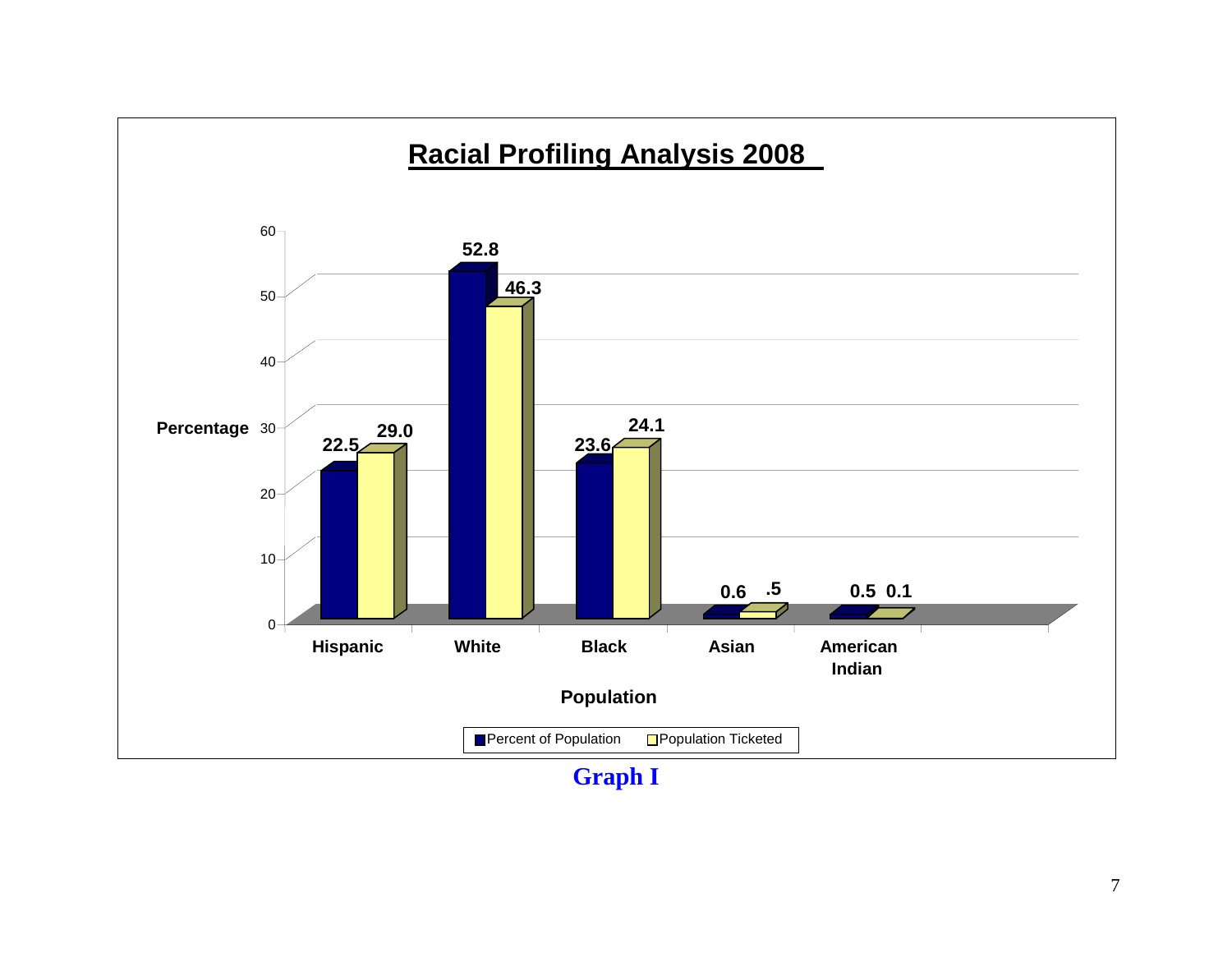## Racial Profiling Analysis 2008

| Population | Percent of Population | Population Ticketed |
|---|---|---|
| Hispanic | 22.5 | 29.0 |
| White | 52.8 | 46.3 |
| Black | 23.6 | 24.1 |
| Asian | 0.6 | .5 |
| American Indian | 0.5 | 0.1 |

Y-axis: Percentage (0–60); X-axis: Population

**Graph I**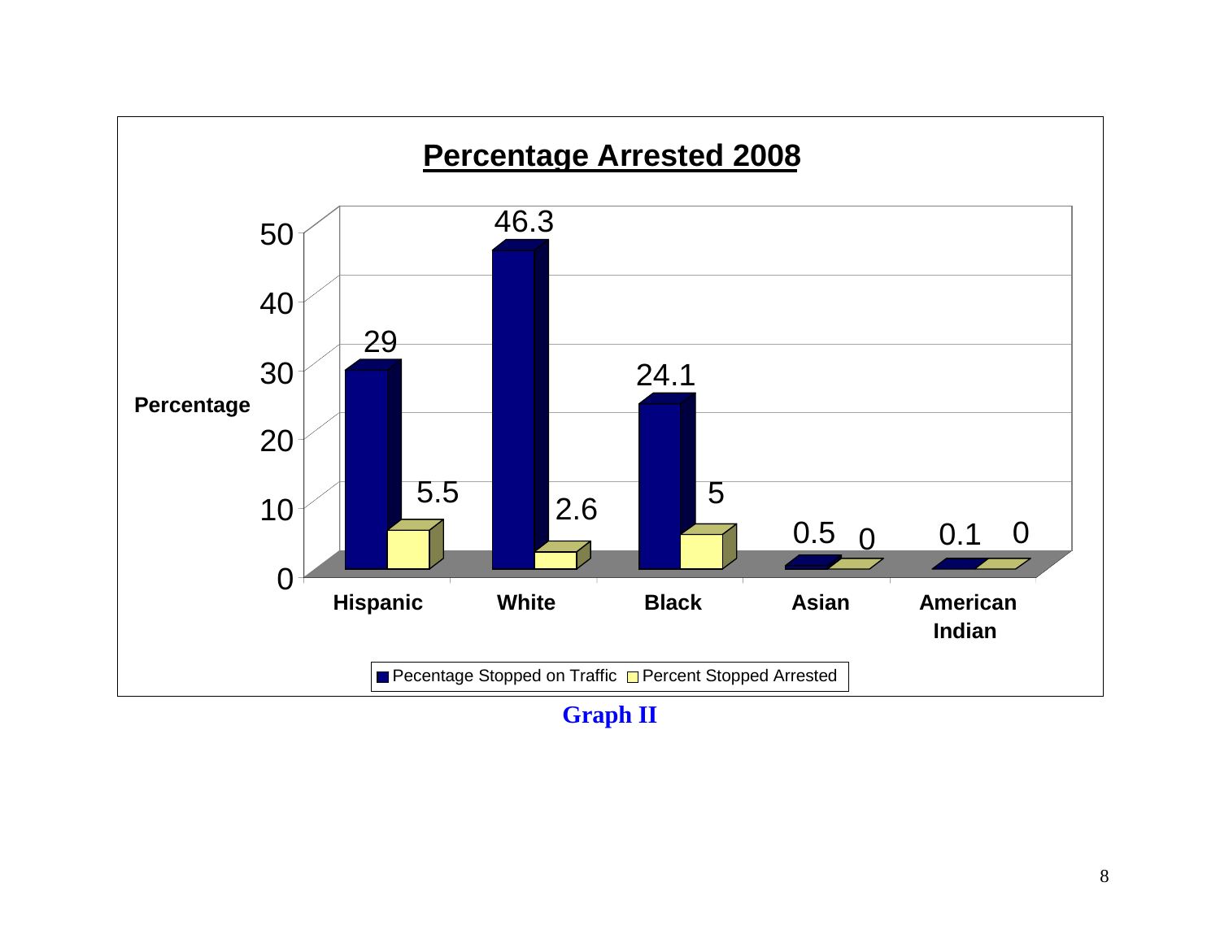**Percentage Arrested 2008**

| | Hispanic | White | Black | Asian | American Indian |
|---|---|---|---|---|---|
| Pecentage Stopped on Traffic | 29 | 46.3 | 24.1 | 0.5 | 0.1 |
| Percent Stopped Arrested | 5.5 | 2.6 | 5 | 0 | 0 |

**Graph II**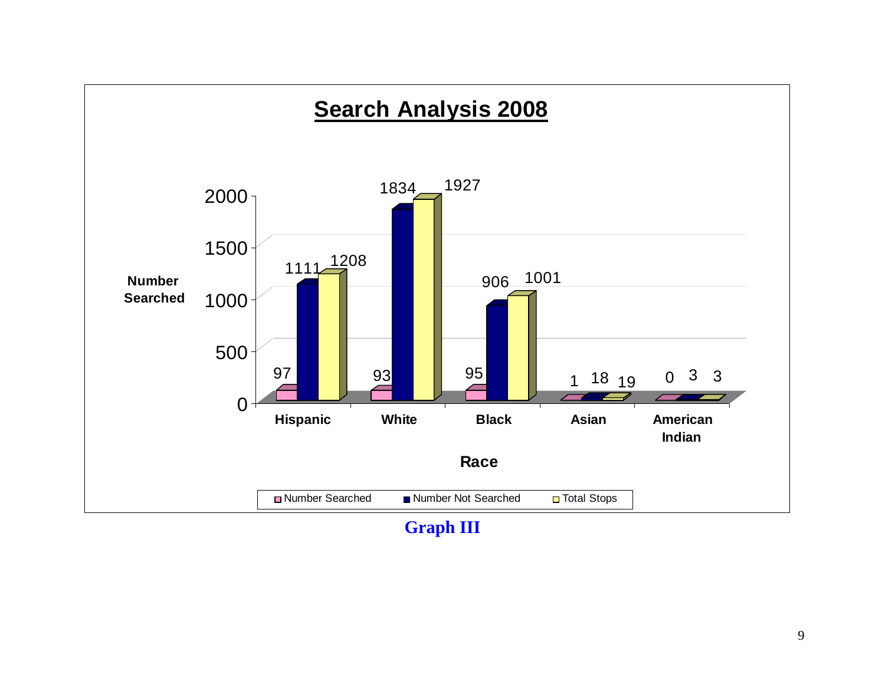## Search Analysis 2008

| Race | Number Searched | Number Not Searched | Total Stops |
|---|---|---|---|
| Hispanic | 97 | 1111 | 1208 |
| White | 93 | 1834 | 1927 |
| Black | 95 | 906 | 1001 |
| Asian | 1 | 18 | 19 |
| American Indian | 0 | 3 | 3 |

**Graph III**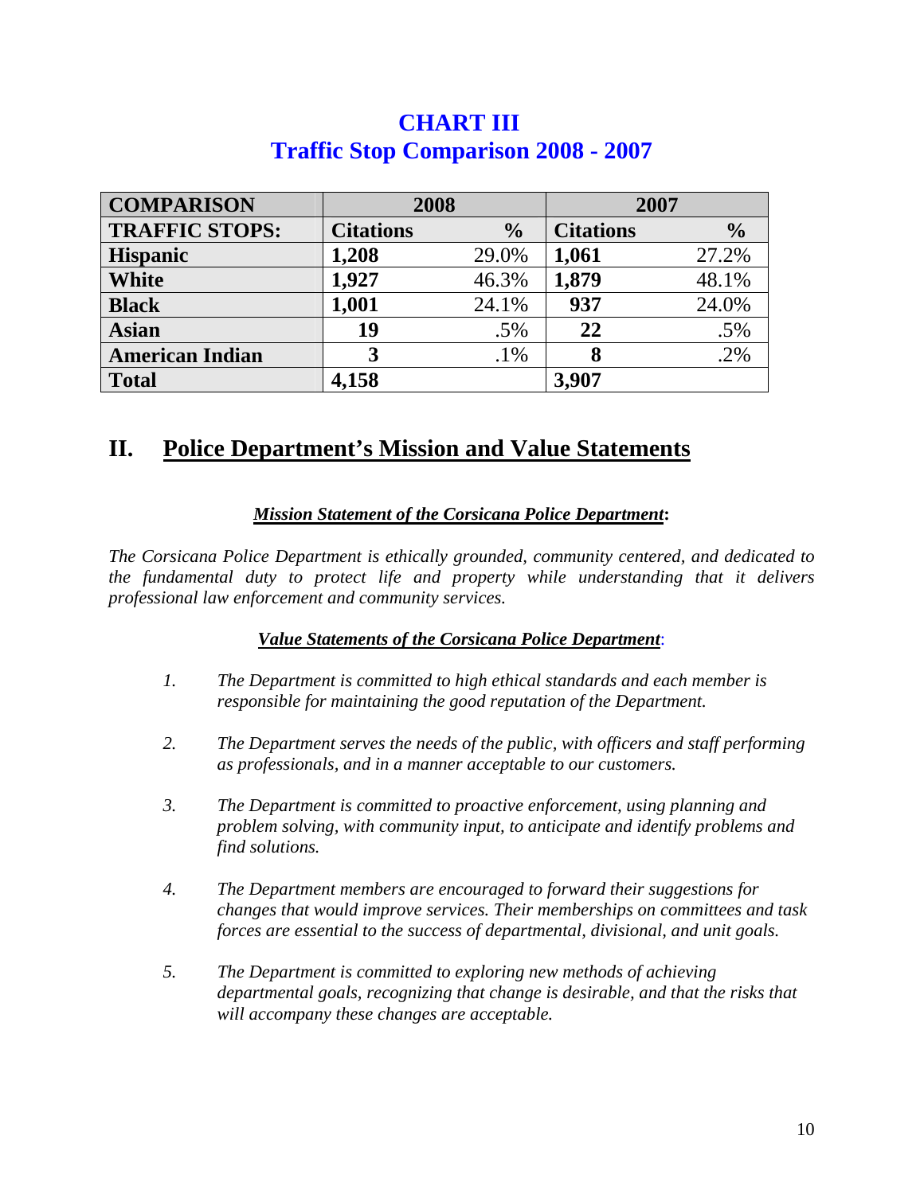# CHART III
## Traffic Stop Comparison 2008 - 2007

| COMPARISON | 2008 | | 2007 | |
|---|---|---|---|---|
| **TRAFFIC STOPS:** | **Citations** | **%** | **Citations** | **%** |
| **Hispanic** | **1,208** | 29.0% | **1,061** | 27.2% |
| **White** | **1,927** | 46.3% | **1,879** | 48.1% |
| **Black** | **1,001** | 24.1% | **937** | 24.0% |
| **Asian** | **19** | .5% | **22** | .5% |
| **American Indian** | **3** | .1% | **8** | .2% |
| **Total** | **4,158** | | **3,907** | |

## II. Police Department's Mission and Value Statements

***Mission Statement of the Corsicana Police Department*:**

*The Corsicana Police Department is ethically grounded, community centered, and dedicated to the fundamental duty to protect life and property while understanding that it delivers professional law enforcement and community services.*

***Value Statements of the Corsicana Police Department*:**

1. *The Department is committed to high ethical standards and each member is responsible for maintaining the good reputation of the Department.*

2. *The Department serves the needs of the public, with officers and staff performing as professionals, and in a manner acceptable to our customers.*

3. *The Department is committed to proactive enforcement, using planning and problem solving, with community input, to anticipate and identify problems and find solutions.*

4. *The Department members are encouraged to forward their suggestions for changes that would improve services. Their memberships on committees and task forces are essential to the success of departmental, divisional, and unit goals.*

5. *The Department is committed to exploring new methods of achieving departmental goals, recognizing that change is desirable, and that the risks that will accompany these changes are acceptable.*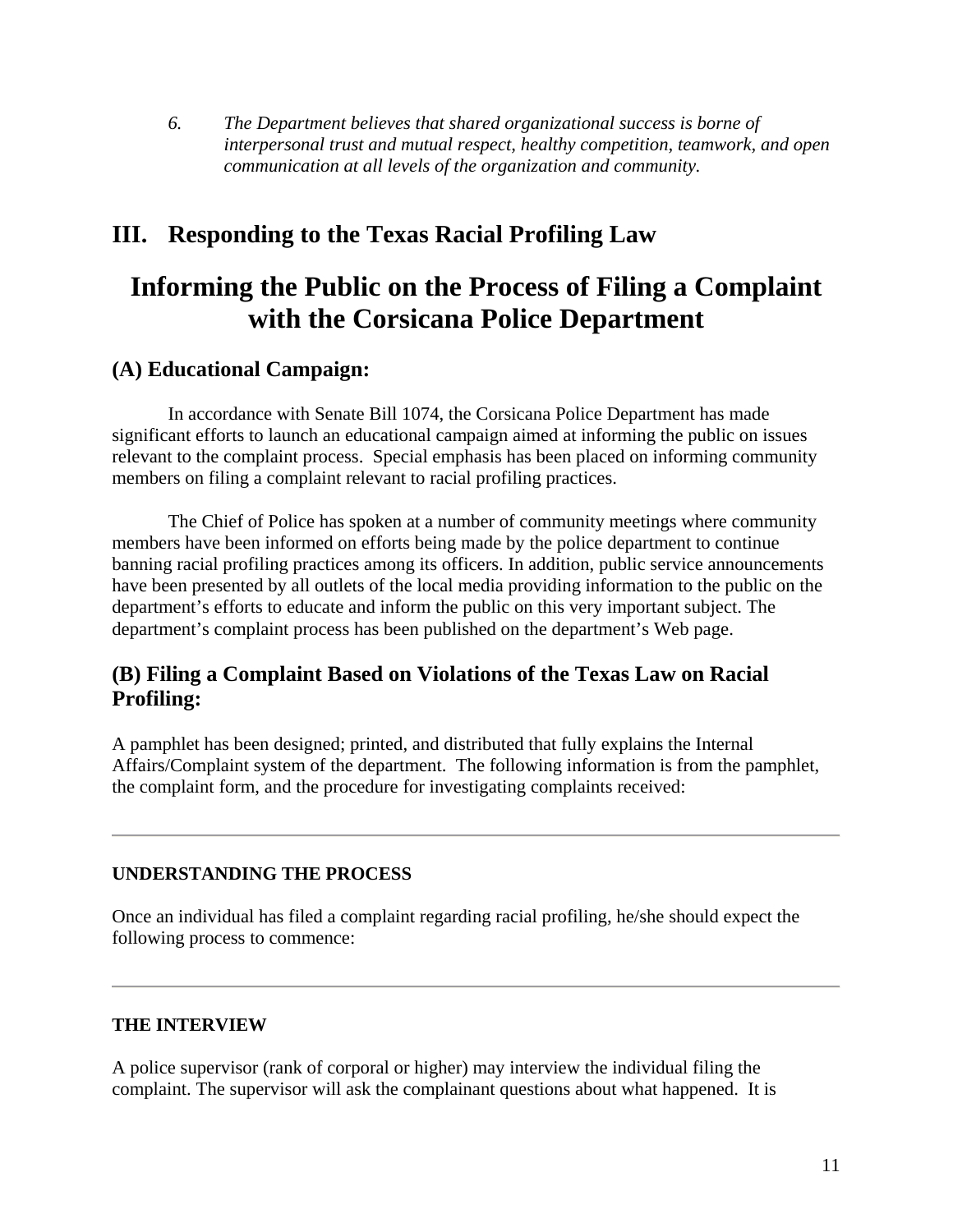*6. The Department believes that shared organizational success is borne of interpersonal trust and mutual respect, healthy competition, teamwork, and open communication at all levels of the organization and community.*

## III. Responding to the Texas Racial Profiling Law

# Informing the Public on the Process of Filing a Complaint with the Corsicana Police Department

### (A) Educational Campaign:

In accordance with Senate Bill 1074, the Corsicana Police Department has made significant efforts to launch an educational campaign aimed at informing the public on issues relevant to the complaint process. Special emphasis has been placed on informing community members on filing a complaint relevant to racial profiling practices.

The Chief of Police has spoken at a number of community meetings where community members have been informed on efforts being made by the police department to continue banning racial profiling practices among its officers. In addition, public service announcements have been presented by all outlets of the local media providing information to the public on the department's efforts to educate and inform the public on this very important subject. The department's complaint process has been published on the department's Web page.

### (B) Filing a Complaint Based on Violations of the Texas Law on Racial Profiling:

A pamphlet has been designed; printed, and distributed that fully explains the Internal Affairs/Complaint system of the department. The following information is from the pamphlet, the complaint form, and the procedure for investigating complaints received:

---

**UNDERSTANDING THE PROCESS**

Once an individual has filed a complaint regarding racial profiling, he/she should expect the following process to commence:

---

**THE INTERVIEW**

A police supervisor (rank of corporal or higher) may interview the individual filing the complaint. The supervisor will ask the complainant questions about what happened. It is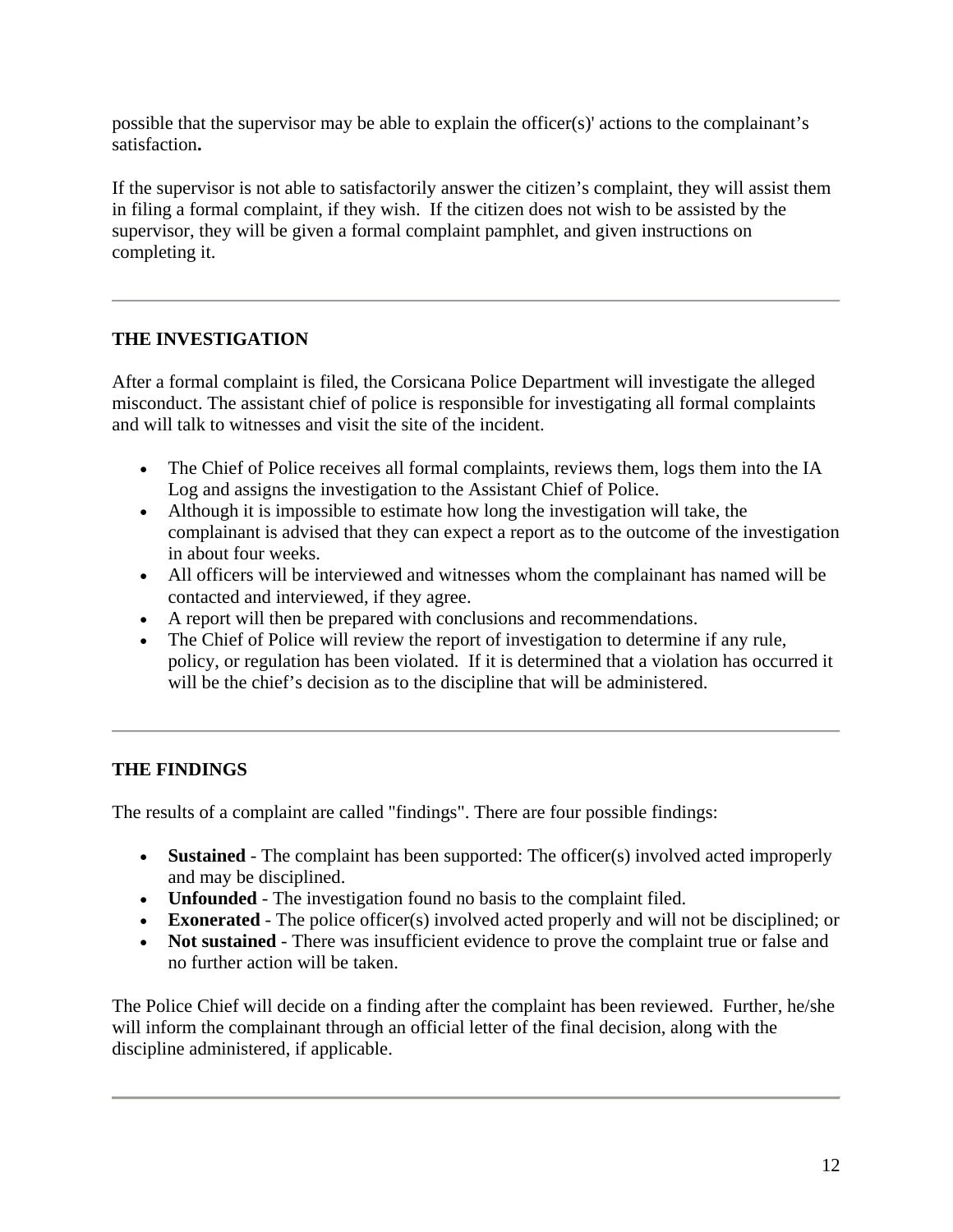possible that the supervisor may be able to explain the officer(s)' actions to the complainant's satisfaction**.**

If the supervisor is not able to satisfactorily answer the citizen's complaint, they will assist them in filing a formal complaint, if they wish. If the citizen does not wish to be assisted by the supervisor, they will be given a formal complaint pamphlet, and given instructions on completing it.

---

## THE INVESTIGATION

After a formal complaint is filed, the Corsicana Police Department will investigate the alleged misconduct. The assistant chief of police is responsible for investigating all formal complaints and will talk to witnesses and visit the site of the incident.

- The Chief of Police receives all formal complaints, reviews them, logs them into the IA Log and assigns the investigation to the Assistant Chief of Police.
- Although it is impossible to estimate how long the investigation will take, the complainant is advised that they can expect a report as to the outcome of the investigation in about four weeks.
- All officers will be interviewed and witnesses whom the complainant has named will be contacted and interviewed, if they agree.
- A report will then be prepared with conclusions and recommendations.
- The Chief of Police will review the report of investigation to determine if any rule, policy, or regulation has been violated. If it is determined that a violation has occurred it will be the chief's decision as to the discipline that will be administered.

---

## THE FINDINGS

The results of a complaint are called "findings". There are four possible findings:

- **Sustained** - The complaint has been supported: The officer(s) involved acted improperly and may be disciplined.
- **Unfounded** - The investigation found no basis to the complaint filed.
- **Exonerated** - The police officer(s) involved acted properly and will not be disciplined; or
- **Not sustained** - There was insufficient evidence to prove the complaint true or false and no further action will be taken.

The Police Chief will decide on a finding after the complaint has been reviewed. Further, he/she will inform the complainant through an official letter of the final decision, along with the discipline administered, if applicable.

---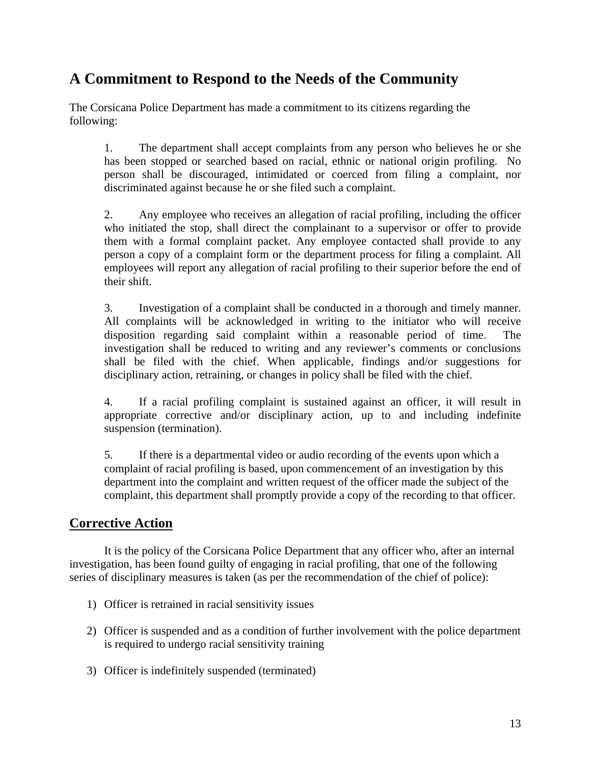## A Commitment to Respond to the Needs of the Community

The Corsicana Police Department has made a commitment to its citizens regarding the following:

1. The department shall accept complaints from any person who believes he or she has been stopped or searched based on racial, ethnic or national origin profiling. No person shall be discouraged, intimidated or coerced from filing a complaint, nor discriminated against because he or she filed such a complaint.

2. Any employee who receives an allegation of racial profiling, including the officer who initiated the stop, shall direct the complainant to a supervisor or offer to provide them with a formal complaint packet. Any employee contacted shall provide to any person a copy of a complaint form or the department process for filing a complaint. All employees will report any allegation of racial profiling to their superior before the end of their shift.

3. Investigation of a complaint shall be conducted in a thorough and timely manner. All complaints will be acknowledged in writing to the initiator who will receive disposition regarding said complaint within a reasonable period of time. The investigation shall be reduced to writing and any reviewer's comments or conclusions shall be filed with the chief. When applicable, findings and/or suggestions for disciplinary action, retraining, or changes in policy shall be filed with the chief.

4. If a racial profiling complaint is sustained against an officer, it will result in appropriate corrective and/or disciplinary action, up to and including indefinite suspension (termination).

5. If there is a departmental video or audio recording of the events upon which a complaint of racial profiling is based, upon commencement of an investigation by this department into the complaint and written request of the officer made the subject of the complaint, this department shall promptly provide a copy of the recording to that officer.

## Corrective Action

It is the policy of the Corsicana Police Department that any officer who, after an internal investigation, has been found guilty of engaging in racial profiling, that one of the following series of disciplinary measures is taken (as per the recommendation of the chief of police):

1) Officer is retrained in racial sensitivity issues

2) Officer is suspended and as a condition of further involvement with the police department is required to undergo racial sensitivity training

3) Officer is indefinitely suspended (terminated)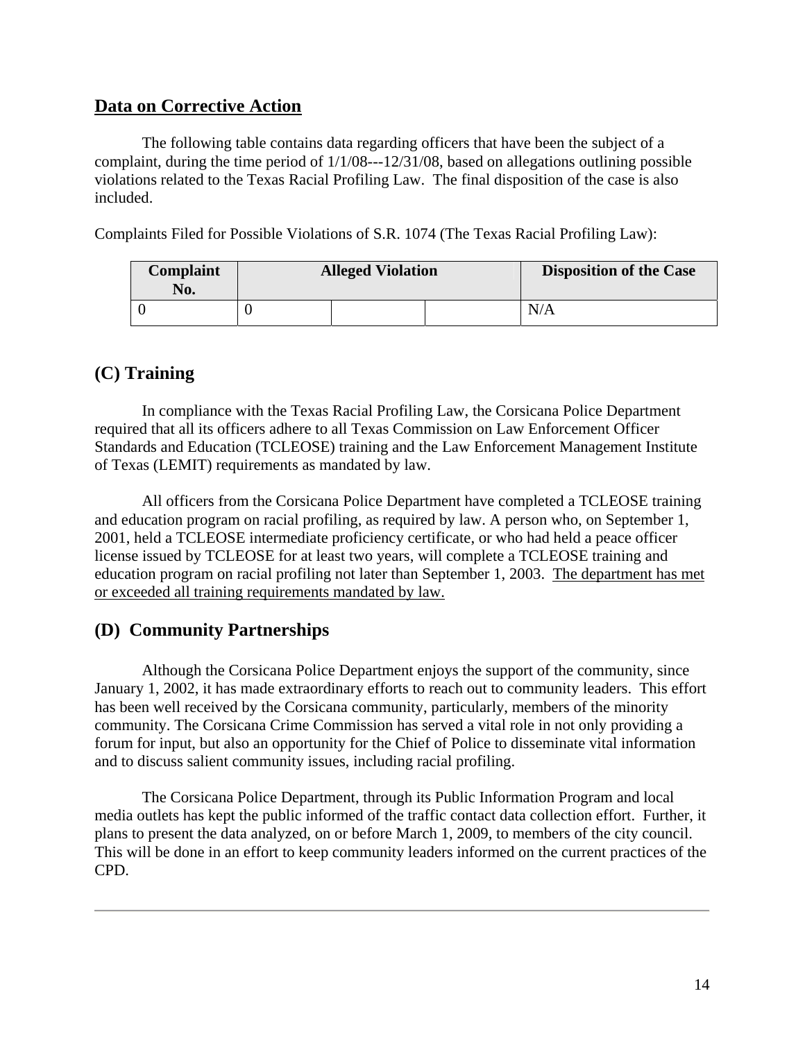## Data on Corrective Action

The following table contains data regarding officers that have been the subject of a complaint, during the time period of 1/1/08---12/31/08, based on allegations outlining possible violations related to the Texas Racial Profiling Law. The final disposition of the case is also included.

Complaints Filed for Possible Violations of S.R. 1074 (The Texas Racial Profiling Law):

| Complaint No. | Alleged Violation | | | Disposition of the Case |
|---|---|---|---|---|
| 0 | 0 | | | N/A |

## (C) Training

In compliance with the Texas Racial Profiling Law, the Corsicana Police Department required that all its officers adhere to all Texas Commission on Law Enforcement Officer Standards and Education (TCLEOSE) training and the Law Enforcement Management Institute of Texas (LEMIT) requirements as mandated by law.

All officers from the Corsicana Police Department have completed a TCLEOSE training and education program on racial profiling, as required by law. A person who, on September 1, 2001, held a TCLEOSE intermediate proficiency certificate, or who had held a peace officer license issued by TCLEOSE for at least two years, will complete a TCLEOSE training and education program on racial profiling not later than September 1, 2003. The department has met or exceeded all training requirements mandated by law.

## (D) Community Partnerships

Although the Corsicana Police Department enjoys the support of the community, since January 1, 2002, it has made extraordinary efforts to reach out to community leaders. This effort has been well received by the Corsicana community, particularly, members of the minority community. The Corsicana Crime Commission has served a vital role in not only providing a forum for input, but also an opportunity for the Chief of Police to disseminate vital information and to discuss salient community issues, including racial profiling.

The Corsicana Police Department, through its Public Information Program and local media outlets has kept the public informed of the traffic contact data collection effort. Further, it plans to present the data analyzed, on or before March 1, 2009, to members of the city council. This will be done in an effort to keep community leaders informed on the current practices of the CPD.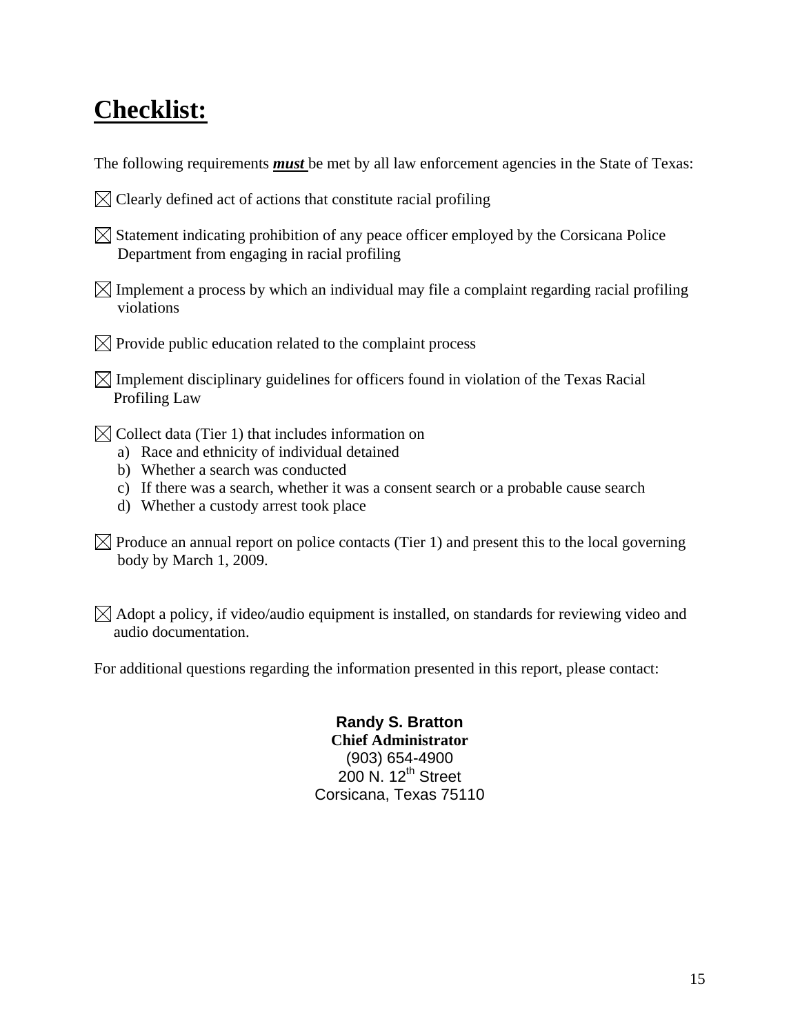# **Checklist:**

The following requirements ***must*** be met by all law enforcement agencies in the State of Texas:

☒ Clearly defined act of actions that constitute racial profiling

☒ Statement indicating prohibition of any peace officer employed by the Corsicana Police Department from engaging in racial profiling

☒ Implement a process by which an individual may file a complaint regarding racial profiling violations

☒ Provide public education related to the complaint process

☒ Implement disciplinary guidelines for officers found in violation of the Texas Racial Profiling Law

☒ Collect data (Tier 1) that includes information on
  a) Race and ethnicity of individual detained
  b) Whether a search was conducted
  c) If there was a search, whether it was a consent search or a probable cause search
  d) Whether a custody arrest took place

☒ Produce an annual report on police contacts (Tier 1) and present this to the local governing body by March 1, 2009.

☒ Adopt a policy, if video/audio equipment is installed, on standards for reviewing video and audio documentation.

For additional questions regarding the information presented in this report, please contact:

**Randy S. Bratton**
**Chief Administrator**
(903) 654-4900
200 N. 12th Street
Corsicana, Texas 75110